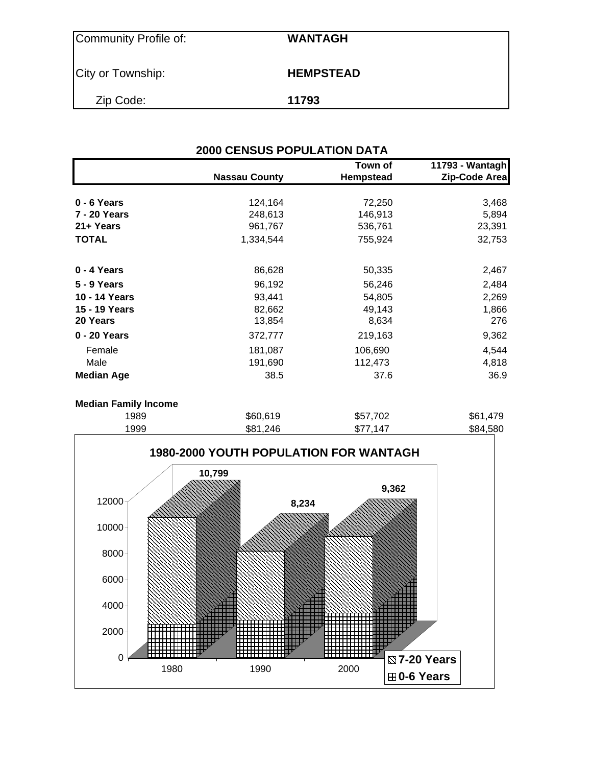| Community Profile of: | **WANTAGH** |
|---|---|
| City or Township: | **HEMPSTEAD** |
| Zip Code: | **11793** |

## 2000 CENSUS POPULATION DATA

| | Nassau County | Town of Hempstead | 11793 - Wantagh Zip-Code Area |
|---|---|---|---|
| **0 - 6 Years** | 124,164 | 72,250 | 3,468 |
| **7 - 20 Years** | 248,613 | 146,913 | 5,894 |
| **21+ Years** | 961,767 | 536,761 | 23,391 |
| **TOTAL** | 1,334,544 | 755,924 | 32,753 |
| **0 - 4 Years** | 86,628 | 50,335 | 2,467 |
| **5 - 9 Years** | 96,192 | 56,246 | 2,484 |
| **10 - 14 Years** | 93,441 | 54,805 | 2,269 |
| **15 - 19 Years** | 82,662 | 49,143 | 1,866 |
| **20 Years** | 13,854 | 8,634 | 276 |
| **0 - 20 Years** | 372,777 | 219,163 | 9,362 |
| Female | 181,087 | 106,690 | 4,544 |
| Male | 191,690 | 112,473 | 4,818 |
| **Median Age** | 38.5 | 37.6 | 36.9 |
| **Median Family Income** | | | |
| 1989 | $60,619 | $57,702 | $61,479 |
| 1999 | $81,246 | $77,147 | $84,580 |

**1980-2000 YOUTH POPULATION FOR WANTAGH**

| Year | Total (0-20 Years) |
|---|---|
| 1980 | 10,799 |
| 1990 | 8,234 |
| 2000 | 9,362 |

Legend: 7-20 Years; 0-6 Years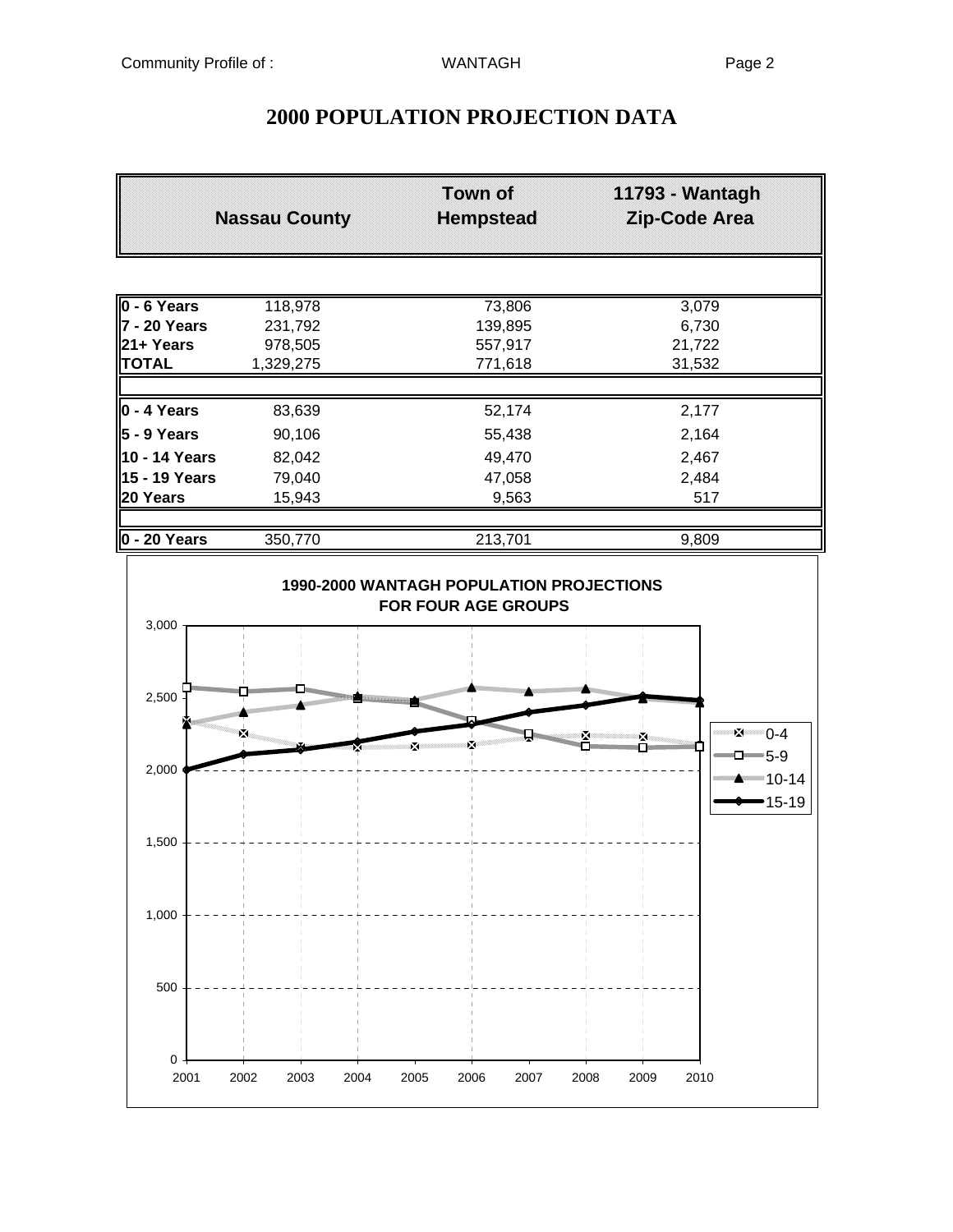# 2000 POPULATION PROJECTION DATA

| | Nassau County | Town of Hempstead | 11793 - Wantagh Zip-Code Area |
|---|---|---|---|
| **0 - 6 Years** | 118,978 | 73,806 | 3,079 |
| **7 - 20 Years** | 231,792 | 139,895 | 6,730 |
| **21+ Years** | 978,505 | 557,917 | 21,722 |
| **TOTAL** | 1,329,275 | 771,618 | 31,532 |
| | | | |
| **0 - 4 Years** | 83,639 | 52,174 | 2,177 |
| **5 - 9 Years** | 90,106 | 55,438 | 2,164 |
| **10 - 14 Years** | 82,042 | 49,470 | 2,467 |
| **15 - 19 Years** | 79,040 | 47,058 | 2,484 |
| **20 Years** | 15,943 | 9,563 | 517 |
| | | | |
| **0 - 20 Years** | 350,770 | 213,701 | 9,809 |

**1990-2000 WANTAGH POPULATION PROJECTIONS FOR FOUR AGE GROUPS**

Chart: y-axis 0 to 3,000; x-axis 2001–2010; series: 0-4, 5-9, 10-14, 15-19.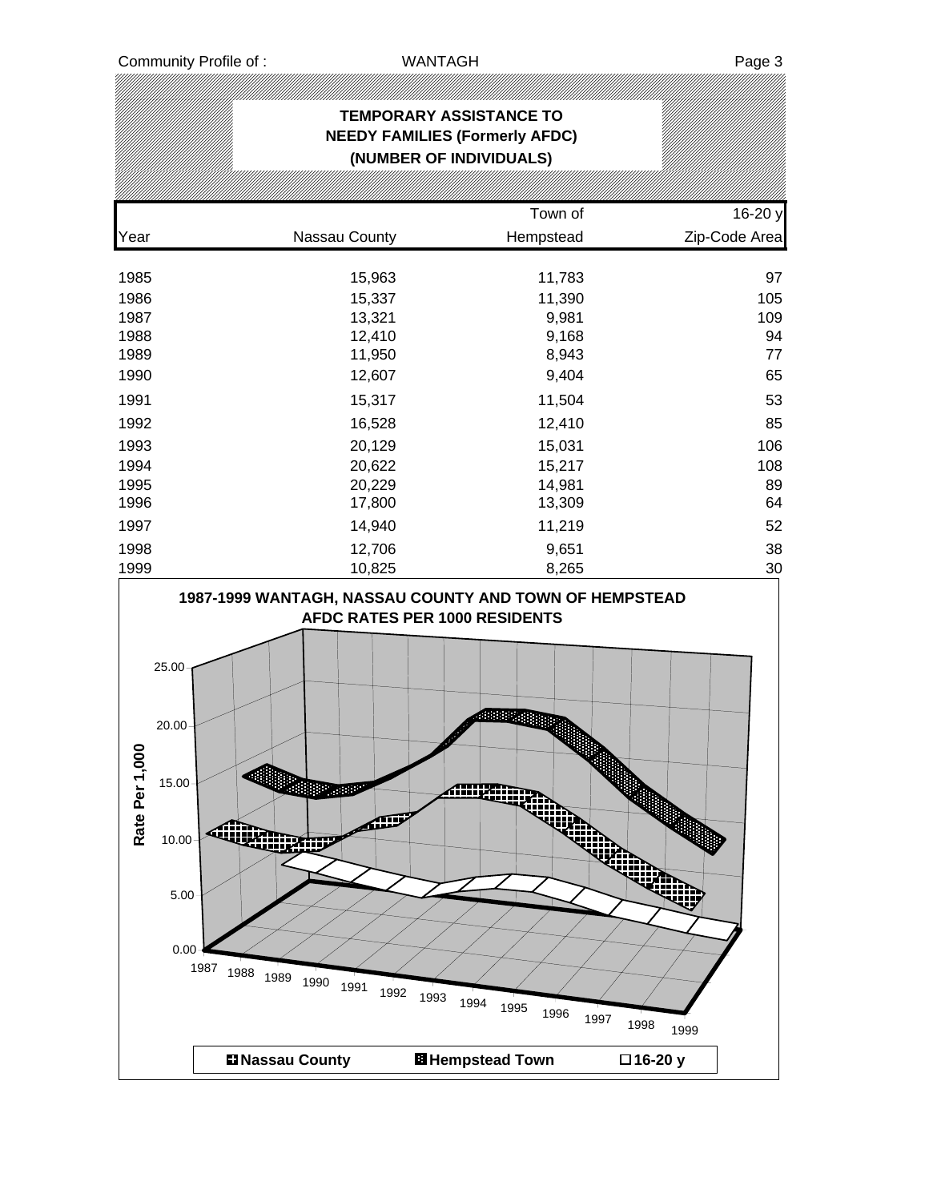## TEMPORARY ASSISTANCE TO NEEDY FAMILIES (Formerly AFDC) (NUMBER OF INDIVIDUALS)

| Year | Nassau County | Town of Hempstead | 16-20 y Zip-Code Area |
|---|---|---|---|
| 1985 | 15,963 | 11,783 | 97 |
| 1986 | 15,337 | 11,390 | 105 |
| 1987 | 13,321 | 9,981 | 109 |
| 1988 | 12,410 | 9,168 | 94 |
| 1989 | 11,950 | 8,943 | 77 |
| 1990 | 12,607 | 9,404 | 65 |
| 1991 | 15,317 | 11,504 | 53 |
| 1992 | 16,528 | 12,410 | 85 |
| 1993 | 20,129 | 15,031 | 106 |
| 1994 | 20,622 | 15,217 | 108 |
| 1995 | 20,229 | 14,981 | 89 |
| 1996 | 17,800 | 13,309 | 64 |
| 1997 | 14,940 | 11,219 | 52 |
| 1998 | 12,706 | 9,651 | 38 |
| 1999 | 10,825 | 8,265 | 30 |

**1987-1999 WANTAGH, NASSAU COUNTY AND TOWN OF HEMPSTEAD AFDC RATES PER 1000 RESIDENTS**

Rate Per 1,000: 0.00, 5.00, 10.00, 15.00, 20.00, 25.00

Years: 1987, 1988, 1989, 1990, 1991, 1992, 1993, 1994, 1995, 1996, 1997, 1998, 1999

Legend: Nassau County, Hempstead Town, 16-20 y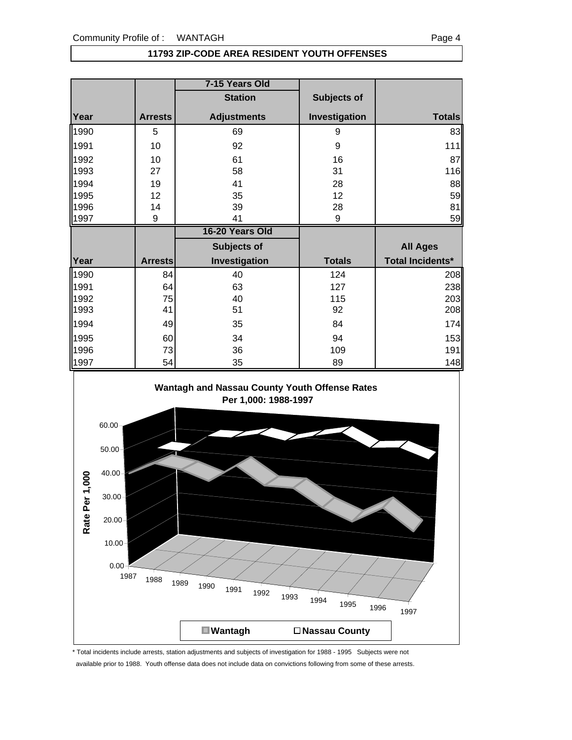Community Profile of : WANTAGH

## 11793 ZIP-CODE AREA RESIDENT YOUTH OFFENSES

| | | 7-15 Years Old | | |
|---|---|---|---|---|
| | | Station | Subjects of | |
| Year | Arrests | Adjustments | Investigation | Totals |
| 1990 | 5 | 69 | 9 | 83 |
| 1991 | 10 | 92 | 9 | 111 |
| 1992 | 10 | 61 | 16 | 87 |
| 1993 | 27 | 58 | 31 | 116 |
| 1994 | 19 | 41 | 28 | 88 |
| 1995 | 12 | 35 | 12 | 59 |
| 1996 | 14 | 39 | 28 | 81 |
| 1997 | 9 | 41 | 9 | 59 |

| | | 16-20 Years Old | | |
|---|---|---|---|---|
| | | Subjects of | | All Ages |
| Year | Arrests | Investigation | Totals | Total Incidents* |
| 1990 | 84 | 40 | 124 | 208 |
| 1991 | 64 | 63 | 127 | 238 |
| 1992 | 75 | 40 | 115 | 203 |
| 1993 | 41 | 51 | 92 | 208 |
| 1994 | 49 | 35 | 84 | 174 |
| 1995 | 60 | 34 | 94 | 153 |
| 1996 | 73 | 36 | 109 | 191 |
| 1997 | 54 | 35 | 89 | 148 |

**Wantagh and Nassau County Youth Offense Rates Per 1,000: 1988-1997**

Rate Per 1,000

Wantagh    Nassau County

\* Total incidents include arrests, station adjustments and subjects of investigation for 1988 - 1995 Subjects were not available prior to 1988. Youth offense data does not include data on convictions following from some of these arrests.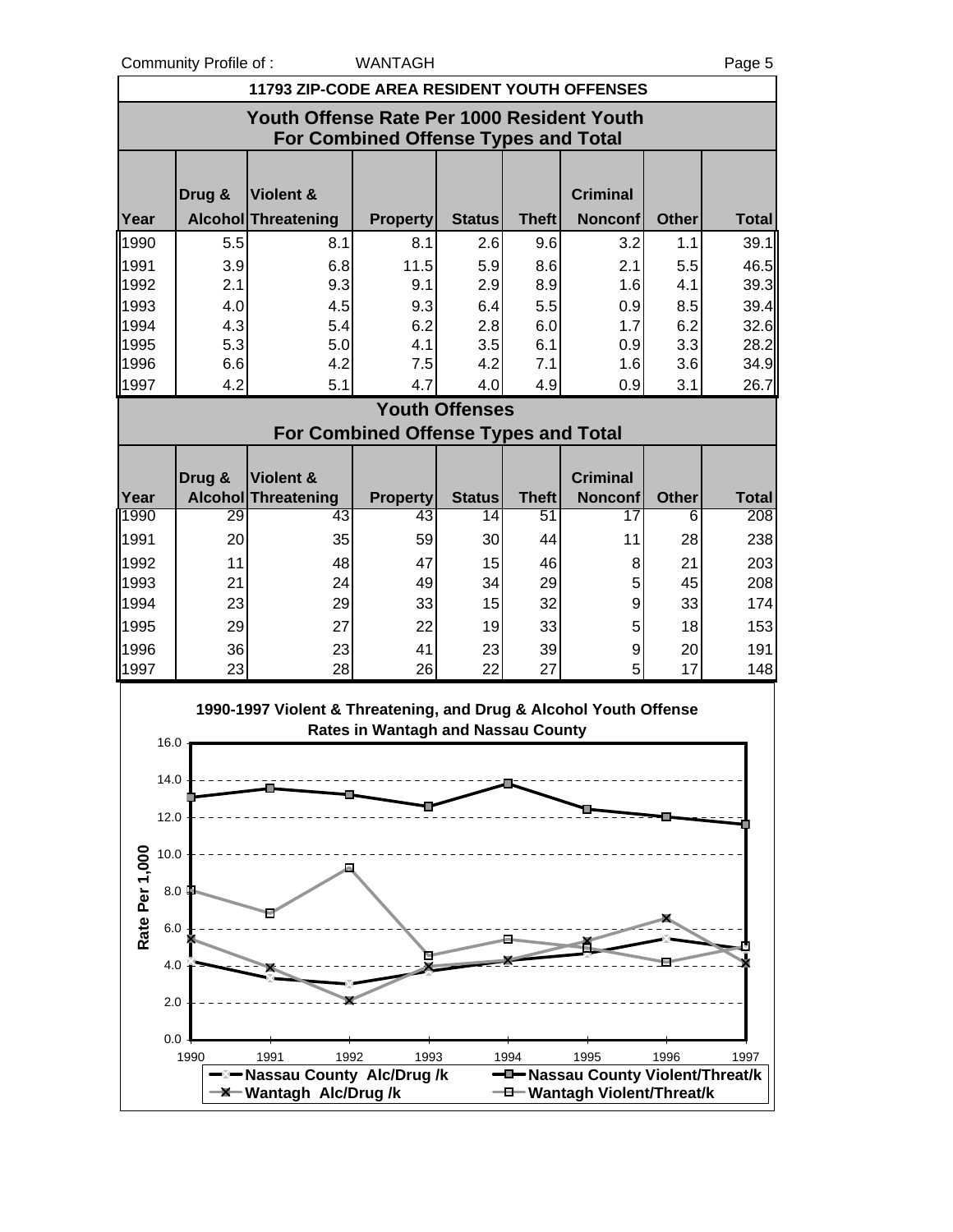## 11793 ZIP-CODE AREA RESIDENT YOUTH OFFENSES

### Youth Offense Rate Per 1000 Resident Youth For Combined Offense Types and Total

| Year | Drug & Alcohol | Violent & Threatening | Property | Status | Theft | Criminal Nonconf | Other | Total |
|---|---|---|---|---|---|---|---|---|
| 1990 | 5.5 | 8.1 | 8.1 | 2.6 | 9.6 | 3.2 | 1.1 | 39.1 |
| 1991 | 3.9 | 6.8 | 11.5 | 5.9 | 8.6 | 2.1 | 5.5 | 46.5 |
| 1992 | 2.1 | 9.3 | 9.1 | 2.9 | 8.9 | 1.6 | 4.1 | 39.3 |
| 1993 | 4.0 | 4.5 | 9.3 | 6.4 | 5.5 | 0.9 | 8.5 | 39.4 |
| 1994 | 4.3 | 5.4 | 6.2 | 2.8 | 6.0 | 1.7 | 6.2 | 32.6 |
| 1995 | 5.3 | 5.0 | 4.1 | 3.5 | 6.1 | 0.9 | 3.3 | 28.2 |
| 1996 | 6.6 | 4.2 | 7.5 | 4.2 | 7.1 | 1.6 | 3.6 | 34.9 |
| 1997 | 4.2 | 5.1 | 4.7 | 4.0 | 4.9 | 0.9 | 3.1 | 26.7 |

### Youth Offenses For Combined Offense Types and Total

| Year | Drug & Alcohol | Violent & Threatening | Property | Status | Theft | Criminal Nonconf | Other | Total |
|---|---|---|---|---|---|---|---|---|
| 1990 | 29 | 43 | 43 | 14 | 51 | 17 | 6 | 208 |
| 1991 | 20 | 35 | 59 | 30 | 44 | 11 | 28 | 238 |
| 1992 | 11 | 48 | 47 | 15 | 46 | 8 | 21 | 203 |
| 1993 | 21 | 24 | 49 | 34 | 29 | 5 | 45 | 208 |
| 1994 | 23 | 29 | 33 | 15 | 32 | 9 | 33 | 174 |
| 1995 | 29 | 27 | 22 | 19 | 33 | 5 | 18 | 153 |
| 1996 | 36 | 23 | 41 | 23 | 39 | 9 | 20 | 191 |
| 1997 | 23 | 28 | 26 | 22 | 27 | 5 | 17 | 148 |

**1990-1997 Violent & Threatening, and Drug & Alcohol Youth Offense Rates in Wantagh and Nassau County**

Rate Per 1,000

Legend: Nassau County Alc/Drug /k; Nassau County Violent/Threat/k; Wantagh Alc/Drug /k; Wantagh Violent/Threat/k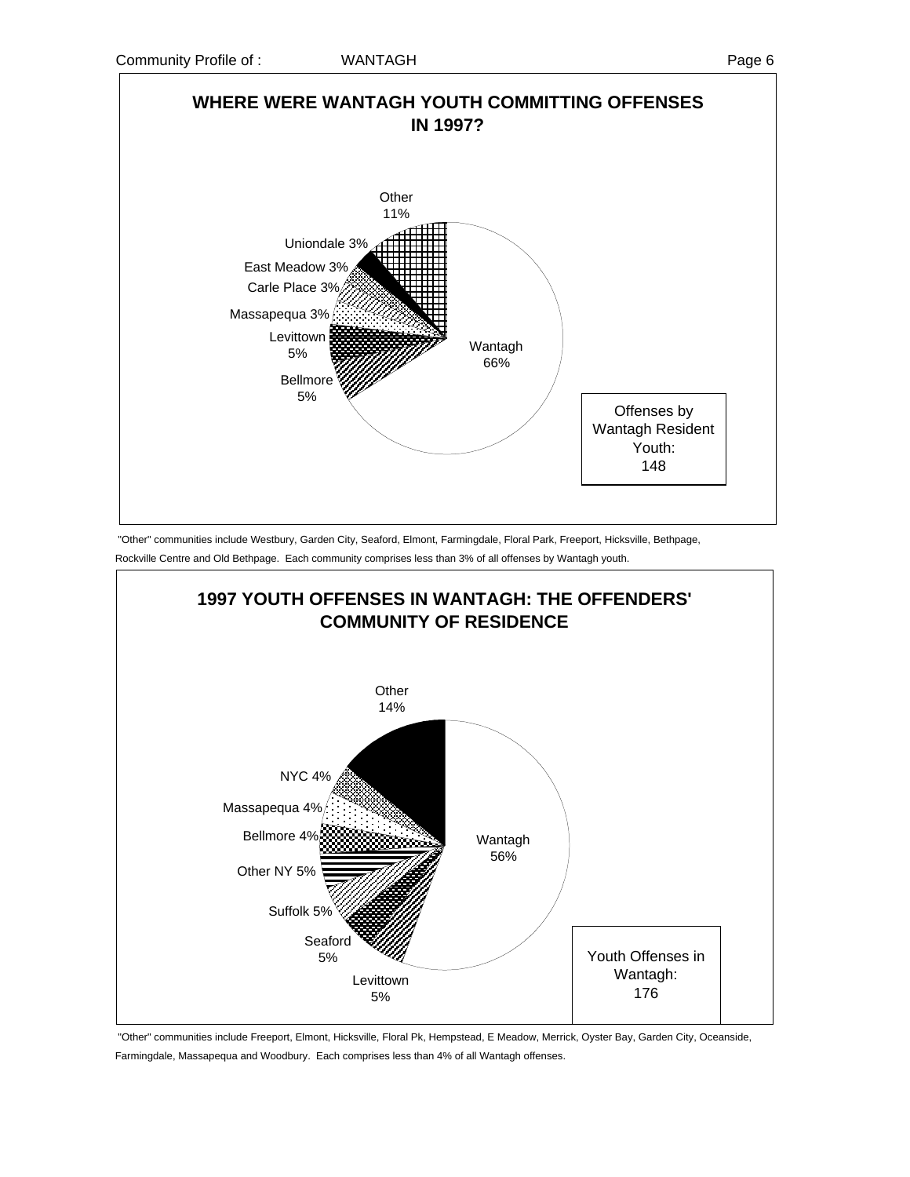## WHERE WERE WANTAGH YOUTH COMMITTING OFFENSES IN 1997?

| Community | Percent |
| --- | --- |
| Wantagh | 66% |
| Bellmore | 5% |
| Levittown | 5% |
| Massapequa | 3% |
| Carle Place | 3% |
| East Meadow | 3% |
| Uniondale | 3% |
| Other | 11% |

Offenses by Wantagh Resident Youth: 148

"Other" communities include Westbury, Garden City, Seaford, Elmont, Farmingdale, Floral Park, Freeport, Hicksville, Bethpage, Rockville Centre and Old Bethpage. Each community comprises less than 3% of all offenses by Wantagh youth.

## 1997 YOUTH OFFENSES IN WANTAGH: THE OFFENDERS' COMMUNITY OF RESIDENCE

| Community | Percent |
| --- | --- |
| Wantagh | 56% |
| Levittown | 5% |
| Seaford | 5% |
| Suffolk | 5% |
| Other NY | 5% |
| Bellmore | 4% |
| Massapequa | 4% |
| NYC | 4% |
| Other | 14% |

Youth Offenses in Wantagh: 176

"Other" communities include Freeport, Elmont, Hicksville, Floral Pk, Hempstead, E Meadow, Merrick, Oyster Bay, Garden City, Oceanside, Farmingdale, Massapequa and Woodbury. Each comprises less than 4% of all Wantagh offenses.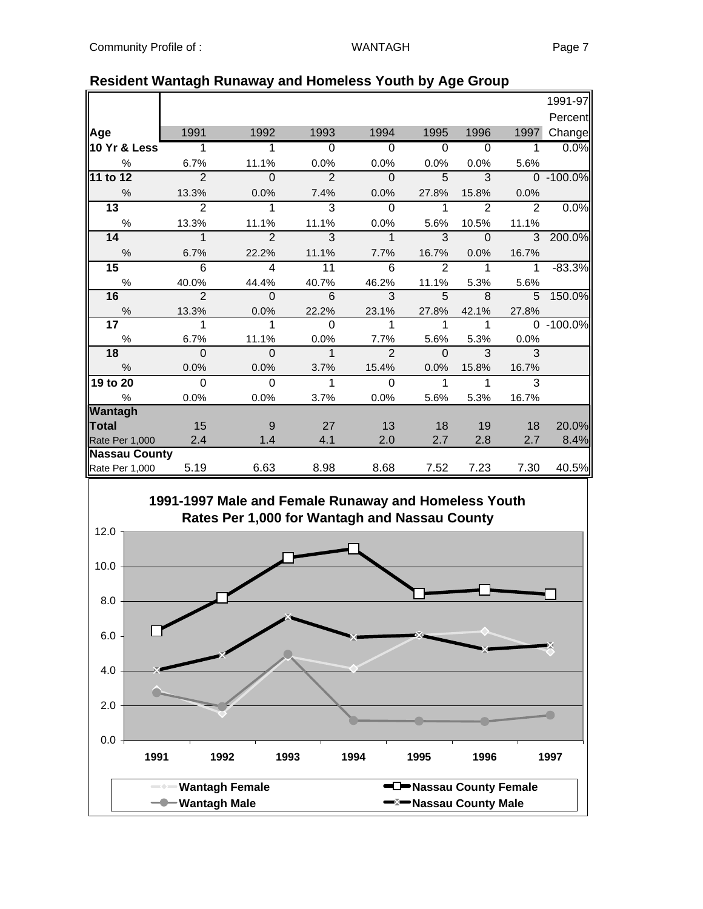## Resident Wantagh Runaway and Homeless Youth by Age Group

| Age | 1991 | 1992 | 1993 | 1994 | 1995 | 1996 | 1997 | 1991-97 Percent Change |
|---|---|---|---|---|---|---|---|---|
| **10 Yr & Less** | 1 | 1 | 0 | 0 | 0 | 0 | 1 | 0.0% |
| % | 6.7% | 11.1% | 0.0% | 0.0% | 0.0% | 0.0% | 5.6% | |
| **11 to 12** | 2 | 0 | 2 | 0 | 5 | 3 | 0 | -100.0% |
| % | 13.3% | 0.0% | 7.4% | 0.0% | 27.8% | 15.8% | 0.0% | |
| **13** | 2 | 1 | 3 | 0 | 1 | 2 | 2 | 0.0% |
| % | 13.3% | 11.1% | 11.1% | 0.0% | 5.6% | 10.5% | 11.1% | |
| **14** | 1 | 2 | 3 | 1 | 3 | 0 | 3 | 200.0% |
| % | 6.7% | 22.2% | 11.1% | 7.7% | 16.7% | 0.0% | 16.7% | |
| **15** | 6 | 4 | 11 | 6 | 2 | 1 | 1 | -83.3% |
| % | 40.0% | 44.4% | 40.7% | 46.2% | 11.1% | 5.3% | 5.6% | |
| **16** | 2 | 0 | 6 | 3 | 5 | 8 | 5 | 150.0% |
| % | 13.3% | 0.0% | 22.2% | 23.1% | 27.8% | 42.1% | 27.8% | |
| **17** | 1 | 1 | 0 | 1 | 1 | 1 | 0 | -100.0% |
| % | 6.7% | 11.1% | 0.0% | 7.7% | 5.6% | 5.3% | 0.0% | |
| **18** | 0 | 0 | 1 | 2 | 0 | 3 | 3 | |
| % | 0.0% | 0.0% | 3.7% | 15.4% | 0.0% | 15.8% | 16.7% | |
| **19 to 20** | 0 | 0 | 1 | 0 | 1 | 1 | 3 | |
| % | 0.0% | 0.0% | 3.7% | 0.0% | 5.6% | 5.3% | 16.7% | |
| **Wantagh Total** | 15 | 9 | 27 | 13 | 18 | 19 | 18 | 20.0% |
| Rate Per 1,000 | 2.4 | 1.4 | 4.1 | 2.0 | 2.7 | 2.8 | 2.7 | 8.4% |
| **Nassau County** | | | | | | | | |
| Rate Per 1,000 | 5.19 | 6.63 | 8.98 | 8.68 | 7.52 | 7.23 | 7.30 | 40.5% |

### 1991-1997 Male and Female Runaway and Homeless Youth Rates Per 1,000 for Wantagh and Nassau County

Legend: Wantagh Female; Wantagh Male; Nassau County Female; Nassau County Male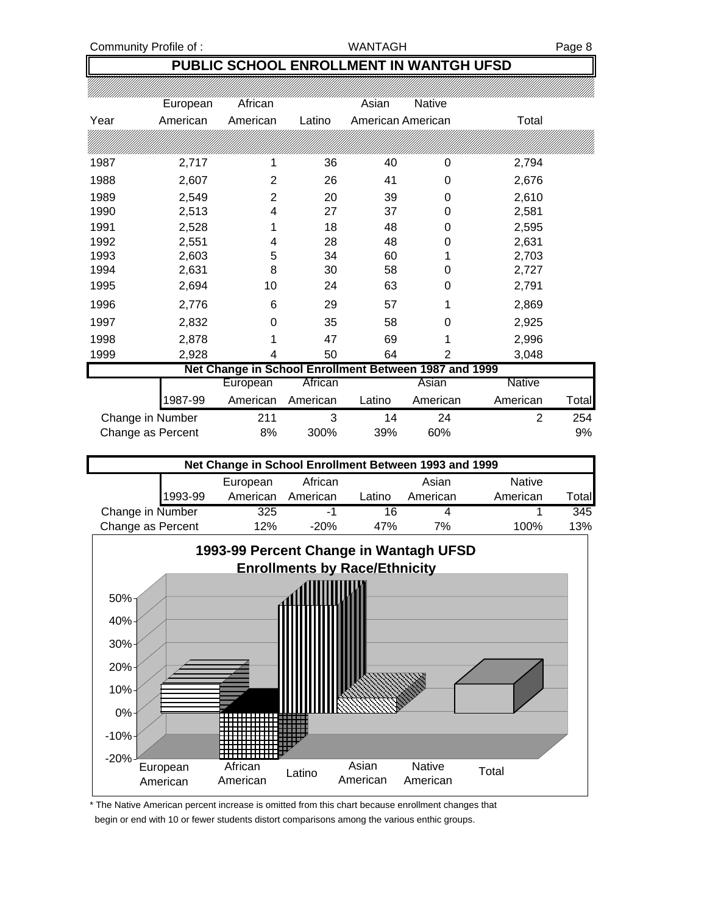## PUBLIC SCHOOL ENROLLMENT IN WANTGH UFSD

| Year | European American | African American | Latino | Asian American | Native American | Total |
|---|---|---|---|---|---|---|
| 1987 | 2,717 | 1 | 36 | 40 | 0 | 2,794 |
| 1988 | 2,607 | 2 | 26 | 41 | 0 | 2,676 |
| 1989 | 2,549 | 2 | 20 | 39 | 0 | 2,610 |
| 1990 | 2,513 | 4 | 27 | 37 | 0 | 2,581 |
| 1991 | 2,528 | 1 | 18 | 48 | 0 | 2,595 |
| 1992 | 2,551 | 4 | 28 | 48 | 0 | 2,631 |
| 1993 | 2,603 | 5 | 34 | 60 | 1 | 2,703 |
| 1994 | 2,631 | 8 | 30 | 58 | 0 | 2,727 |
| 1995 | 2,694 | 10 | 24 | 63 | 0 | 2,791 |
| 1996 | 2,776 | 6 | 29 | 57 | 1 | 2,869 |
| 1997 | 2,832 | 0 | 35 | 58 | 0 | 2,925 |
| 1998 | 2,878 | 1 | 47 | 69 | 1 | 2,996 |
| 1999 | 2,928 | 4 | 50 | 64 | 2 | 3,048 |

**Net Change in School Enrollment Between 1987 and 1999**

| 1987-99 | European American | African American | Latino | Asian American | Native American | Total |
|---|---|---|---|---|---|---|
| Change in Number | 211 | 3 | 14 | 24 | 2 | 254 |
| Change as Percent | 8% | 300% | 39% | 60% | | 9% |

**Net Change in School Enrollment Between 1993 and 1999**

| 1993-99 | European American | African American | Latino | Asian American | Native American | Total |
|---|---|---|---|---|---|---|
| Change in Number | 325 | -1 | 16 | 4 | 1 | 345 |
| Change as Percent | 12% | -20% | 47% | 7% | 100% | 13% |

**1993-99 Percent Change in Wantagh UFSD Enrollments by Race/Ethnicity**

| | European American | African American | Latino | Asian American | Native American | Total |
|---|---|---|---|---|---|---|
| Percent Change | 12% | -20% | 47% | 7% | | 13% |

\* The Native American percent increase is omitted from this chart because enrollment changes that begin or end with 10 or fewer students distort comparisons among the various enthic groups.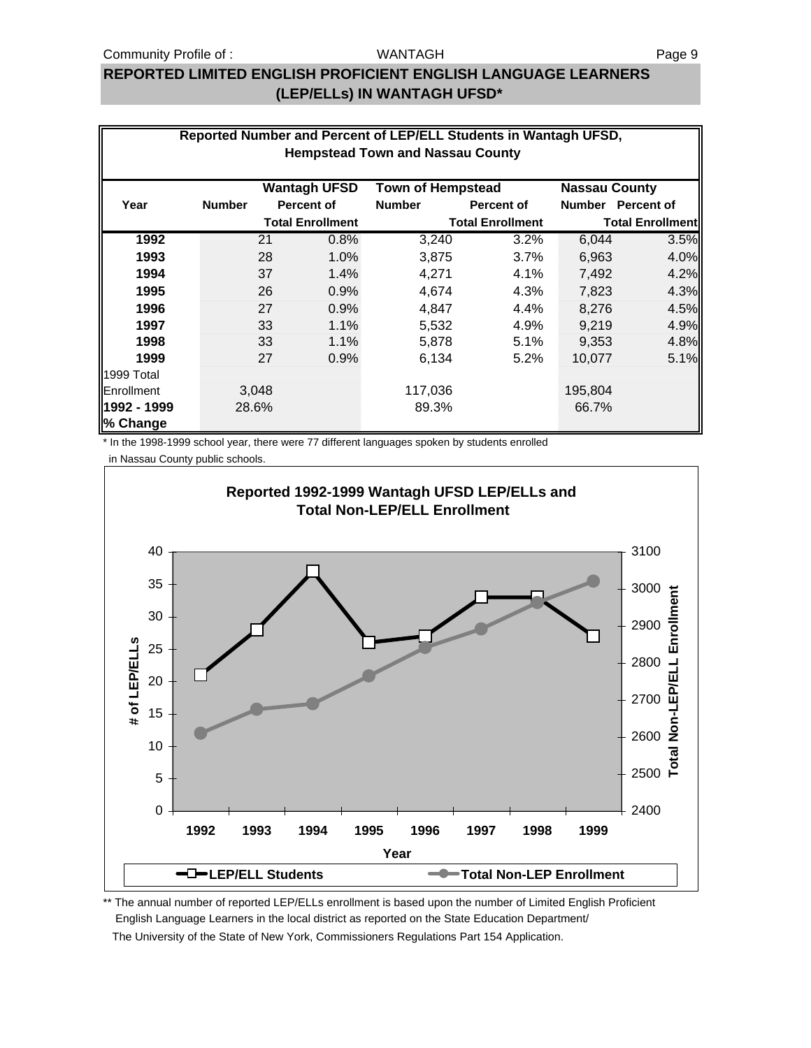## REPORTED LIMITED ENGLISH PROFICIENT ENGLISH LANGUAGE LEARNERS (LEP/ELLs) IN WANTAGH UFSD*

**Reported Number and Percent of LEP/ELL Students in Wantagh UFSD, Hempstead Town and Nassau County**

| Year | Wantagh UFSD Number | Wantagh UFSD Percent of Total Enrollment | Town of Hempstead Number | Town of Hempstead Percent of Total Enrollment | Nassau County Number | Nassau County Percent of Total Enrollment |
|---|---|---|---|---|---|---|
| **1992** | 21 | 0.8% | 3,240 | 3.2% | 6,044 | 3.5% |
| **1993** | 28 | 1.0% | 3,875 | 3.7% | 6,963 | 4.0% |
| **1994** | 37 | 1.4% | 4,271 | 4.1% | 7,492 | 4.2% |
| **1995** | 26 | 0.9% | 4,674 | 4.3% | 7,823 | 4.3% |
| **1996** | 27 | 0.9% | 4,847 | 4.4% | 8,276 | 4.5% |
| **1997** | 33 | 1.1% | 5,532 | 4.9% | 9,219 | 4.9% |
| **1998** | 33 | 1.1% | 5,878 | 5.1% | 9,353 | 4.8% |
| **1999** | 27 | 0.9% | 6,134 | 5.2% | 10,077 | 5.1% |
| 1999 Total Enrollment | 3,048 | | 117,036 | | 195,804 | |
| **1992 - 1999 % Change** | 28.6% | | 89.3% | | 66.7% | |

\* In the 1998-1999 school year, there were 77 different languages spoken by students enrolled in Nassau County public schools.

**Reported 1992-1999 Wantagh UFSD LEP/ELLs and Total Non-LEP/ELL Enrollment**

| Year | LEP/ELL Students | Total Non-LEP Enrollment (approx.) |
|---|---|---|
| 1992 | 21 | ~2610 |
| 1993 | 28 | ~2675 |
| 1994 | 37 | ~2690 |
| 1995 | 26 | ~2765 |
| 1996 | 27 | ~2845 |
| 1997 | 33 | ~2895 |
| 1998 | 33 | ~2965 |
| 1999 | 27 | ~3020 |

\*\* The annual number of reported LEP/ELLs enrollment is based upon the number of Limited English Proficient English Language Learners in the local district as reported on the State Education Department/ The University of the State of New York, Commissioners Regulations Part 154 Application.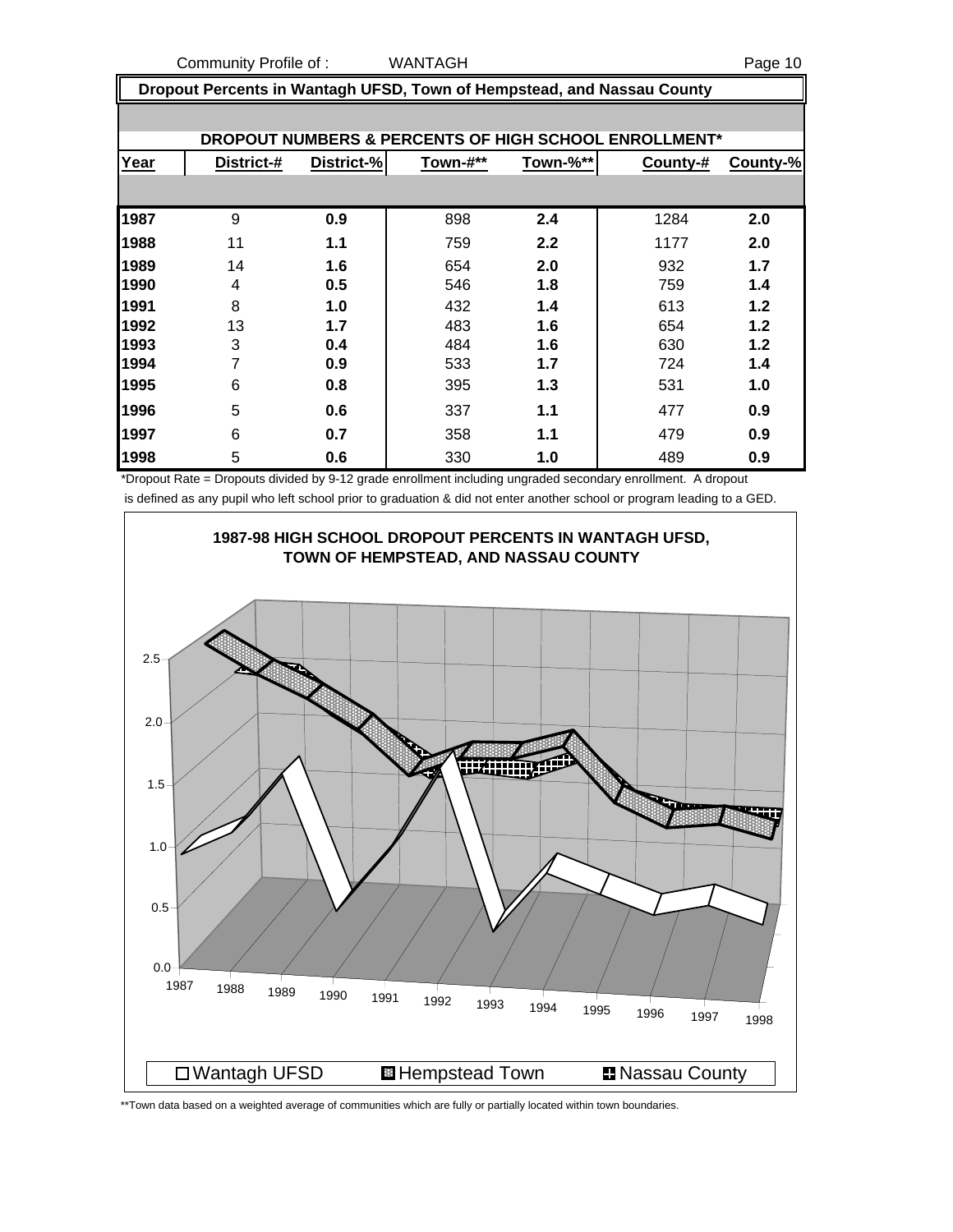## Dropout Percents in Wantagh UFSD, Town of Hempstead, and Nassau County

### DROPOUT NUMBERS & PERCENTS OF HIGH SCHOOL ENROLLMENT*

| Year | District-# | District-% | Town-#** | Town-%** | County-# | County-% |
|---|---|---|---|---|---|---|
| 1987 | 9 | **0.9** | 898 | **2.4** | 1284 | **2.0** |
| 1988 | 11 | **1.1** | 759 | **2.2** | 1177 | **2.0** |
| 1989 | 14 | **1.6** | 654 | **2.0** | 932 | **1.7** |
| 1990 | 4 | **0.5** | 546 | **1.8** | 759 | **1.4** |
| 1991 | 8 | **1.0** | 432 | **1.4** | 613 | **1.2** |
| 1992 | 13 | **1.7** | 483 | **1.6** | 654 | **1.2** |
| 1993 | 3 | **0.4** | 484 | **1.6** | 630 | **1.2** |
| 1994 | 7 | **0.9** | 533 | **1.7** | 724 | **1.4** |
| 1995 | 6 | **0.8** | 395 | **1.3** | 531 | **1.0** |
| 1996 | 5 | **0.6** | 337 | **1.1** | 477 | **0.9** |
| 1997 | 6 | **0.7** | 358 | **1.1** | 479 | **0.9** |
| 1998 | 5 | **0.6** | 330 | **1.0** | 489 | **0.9** |

*Dropout Rate = Dropouts divided by 9-12 grade enrollment including ungraded secondary enrollment. A dropout is defined as any pupil who left school prior to graduation & did not enter another school or program leading to a GED.

**1987-98 HIGH SCHOOL DROPOUT PERCENTS IN WANTAGH UFSD, TOWN OF HEMPSTEAD, AND NASSAU COUNTY**

Legend: Wantagh UFSD, Hempstead Town, Nassau County

**Town data based on a weighted average of communities which are fully or partially located within town boundaries.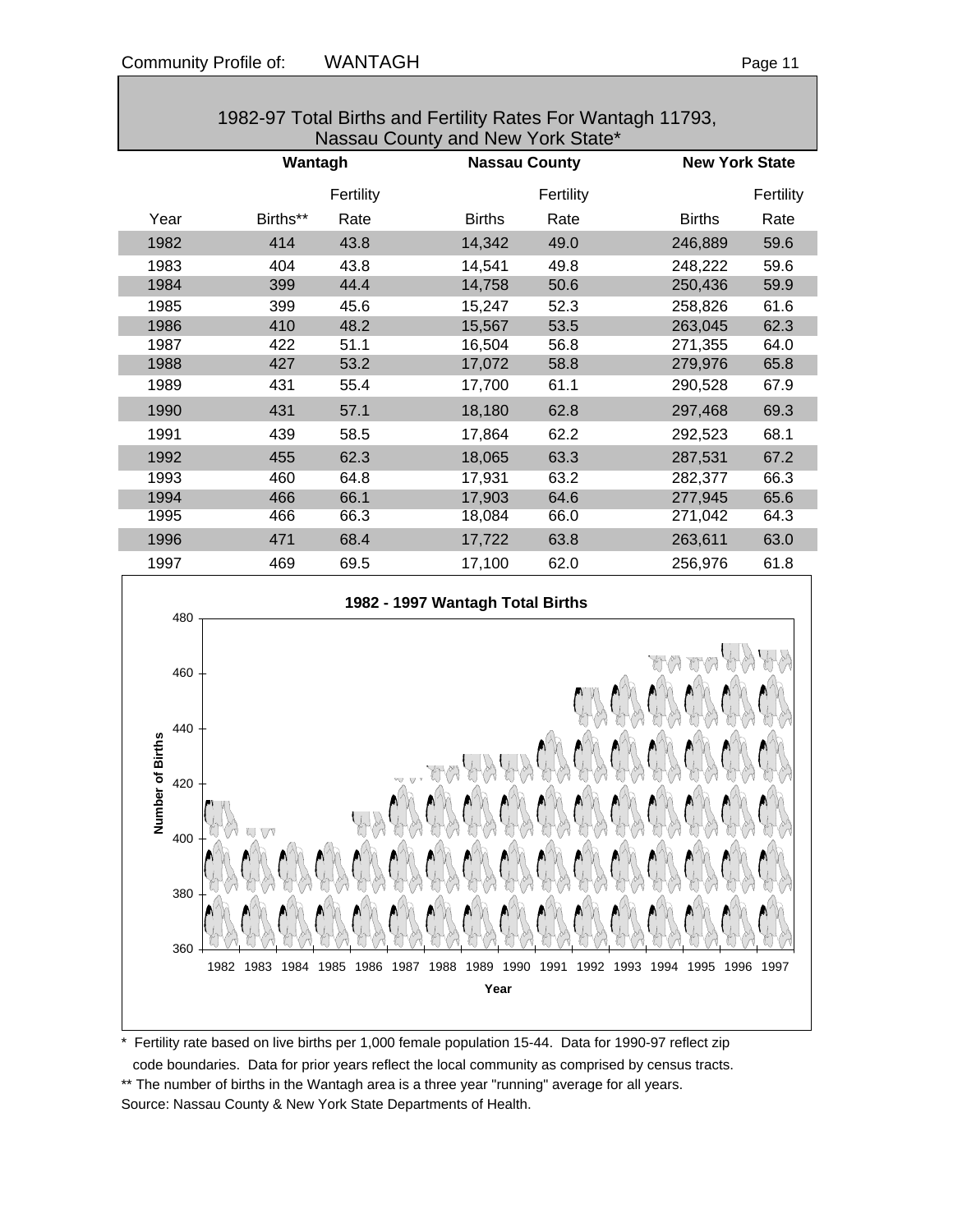## 1982-97 Total Births and Fertility Rates For Wantagh 11793, Nassau County and New York State*

| | Wantagh | | Nassau County | | New York State | |
|---|---|---|---|---|---|---|
| Year | Births** | Fertility Rate | Births | Fertility Rate | Births | Fertility Rate |
| 1982 | 414 | 43.8 | 14,342 | 49.0 | 246,889 | 59.6 |
| 1983 | 404 | 43.8 | 14,541 | 49.8 | 248,222 | 59.6 |
| 1984 | 399 | 44.4 | 14,758 | 50.6 | 250,436 | 59.9 |
| 1985 | 399 | 45.6 | 15,247 | 52.3 | 258,826 | 61.6 |
| 1986 | 410 | 48.2 | 15,567 | 53.5 | 263,045 | 62.3 |
| 1987 | 422 | 51.1 | 16,504 | 56.8 | 271,355 | 64.0 |
| 1988 | 427 | 53.2 | 17,072 | 58.8 | 279,976 | 65.8 |
| 1989 | 431 | 55.4 | 17,700 | 61.1 | 290,528 | 67.9 |
| 1990 | 431 | 57.1 | 18,180 | 62.8 | 297,468 | 69.3 |
| 1991 | 439 | 58.5 | 17,864 | 62.2 | 292,523 | 68.1 |
| 1992 | 455 | 62.3 | 18,065 | 63.3 | 287,531 | 67.2 |
| 1993 | 460 | 64.8 | 17,931 | 63.2 | 282,377 | 66.3 |
| 1994 | 466 | 66.1 | 17,903 | 64.6 | 277,945 | 65.6 |
| 1995 | 466 | 66.3 | 18,084 | 66.0 | 271,042 | 64.3 |
| 1996 | 471 | 68.4 | 17,722 | 63.8 | 263,611 | 63.0 |
| 1997 | 469 | 69.5 | 17,100 | 62.0 | 256,976 | 61.8 |

**1982 - 1997 Wantagh Total Births**

\* Fertility rate based on live births per 1,000 female population 15-44. Data for 1990-97 reflect zip code boundaries. Data for prior years reflect the local community as comprised by census tracts.

\*\* The number of births in the Wantagh area is a three year "running" average for all years.

Source: Nassau County & New York State Departments of Health.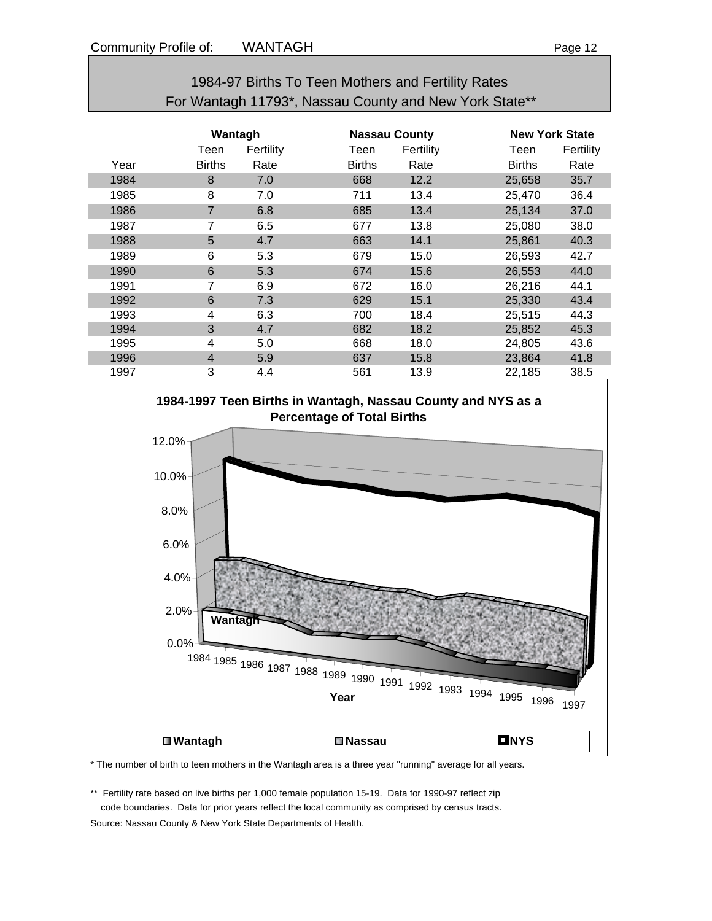## 1984-97 Births To Teen Mothers and Fertility Rates
## For Wantagh 11793*, Nassau County and New York State**

| | Wantagh | | Nassau County | | New York State | |
|---|---|---|---|---|---|---|
| Year | Teen Births | Fertility Rate | Teen Births | Fertility Rate | Teen Births | Fertility Rate |
| 1984 | 8 | 7.0 | 668 | 12.2 | 25,658 | 35.7 |
| 1985 | 8 | 7.0 | 711 | 13.4 | 25,470 | 36.4 |
| 1986 | 7 | 6.8 | 685 | 13.4 | 25,134 | 37.0 |
| 1987 | 7 | 6.5 | 677 | 13.8 | 25,080 | 38.0 |
| 1988 | 5 | 4.7 | 663 | 14.1 | 25,861 | 40.3 |
| 1989 | 6 | 5.3 | 679 | 15.0 | 26,593 | 42.7 |
| 1990 | 6 | 5.3 | 674 | 15.6 | 26,553 | 44.0 |
| 1991 | 7 | 6.9 | 672 | 16.0 | 26,216 | 44.1 |
| 1992 | 6 | 7.3 | 629 | 15.1 | 25,330 | 43.4 |
| 1993 | 4 | 6.3 | 700 | 18.4 | 25,515 | 44.3 |
| 1994 | 3 | 4.7 | 682 | 18.2 | 25,852 | 45.3 |
| 1995 | 4 | 5.0 | 668 | 18.0 | 24,805 | 43.6 |
| 1996 | 4 | 5.9 | 637 | 15.8 | 23,864 | 41.8 |
| 1997 | 3 | 4.4 | 561 | 13.9 | 22,185 | 38.5 |

**1984-1997 Teen Births in Wantagh, Nassau County and NYS as a Percentage of Total Births**

\* The number of birth to teen mothers in the Wantagh area is a three year "running" average for all years.

** Fertility rate based on live births per 1,000 female population 15-19. Data for 1990-97 reflect zip code boundaries. Data for prior years reflect the local community as comprised by census tracts.

Source: Nassau County & New York State Departments of Health.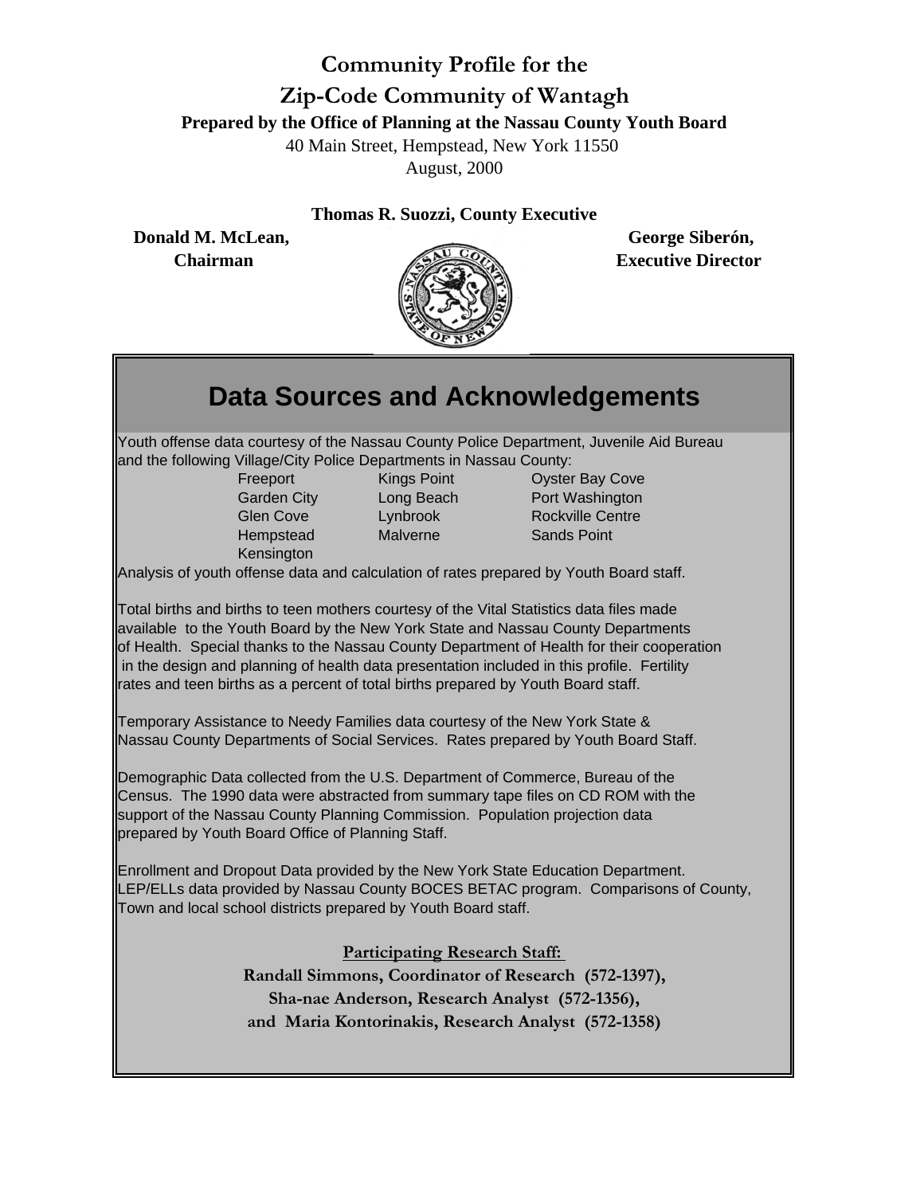# Community Profile for the Zip-Code Community of Wantagh

**Prepared by the Office of Planning at the Nassau County Youth Board**

40 Main Street, Hempstead, New York 11550

August, 2000

**Thomas R. Suozzi, County Executive**

**Donald M. McLean, Chairman**

**George Siberón, Executive Director**

## Data Sources and Acknowledgements

Youth offense data courtesy of the Nassau County Police Department, Juvenile Aid Bureau and the following Village/City Police Departments in Nassau County:

| | | |
|---|---|---|
| Freeport | Kings Point | Oyster Bay Cove |
| Garden City | Long Beach | Port Washington |
| Glen Cove | Lynbrook | Rockville Centre |
| Hempstead | Malverne | Sands Point |
| Kensington | | |

Analysis of youth offense data and calculation of rates prepared by Youth Board staff.

Total births and births to teen mothers courtesy of the Vital Statistics data files made available to the Youth Board by the New York State and Nassau County Departments of Health. Special thanks to the Nassau County Department of Health for their cooperation in the design and planning of health data presentation included in this profile. Fertility rates and teen births as a percent of total births prepared by Youth Board staff.

Temporary Assistance to Needy Families data courtesy of the New York State & Nassau County Departments of Social Services. Rates prepared by Youth Board Staff.

Demographic Data collected from the U.S. Department of Commerce, Bureau of the Census. The 1990 data were abstracted from summary tape files on CD ROM with the support of the Nassau County Planning Commission. Population projection data prepared by Youth Board Office of Planning Staff.

Enrollment and Dropout Data provided by the New York State Education Department. LEP/ELLs data provided by Nassau County BOCES BETAC program. Comparisons of County, Town and local school districts prepared by Youth Board staff.

**Participating Research Staff:**

**Randall Simmons, Coordinator of Research (572-1397),**
**Sha-nae Anderson, Research Analyst (572-1356),**
**and Maria Kontorinakis, Research Analyst (572-1358)**